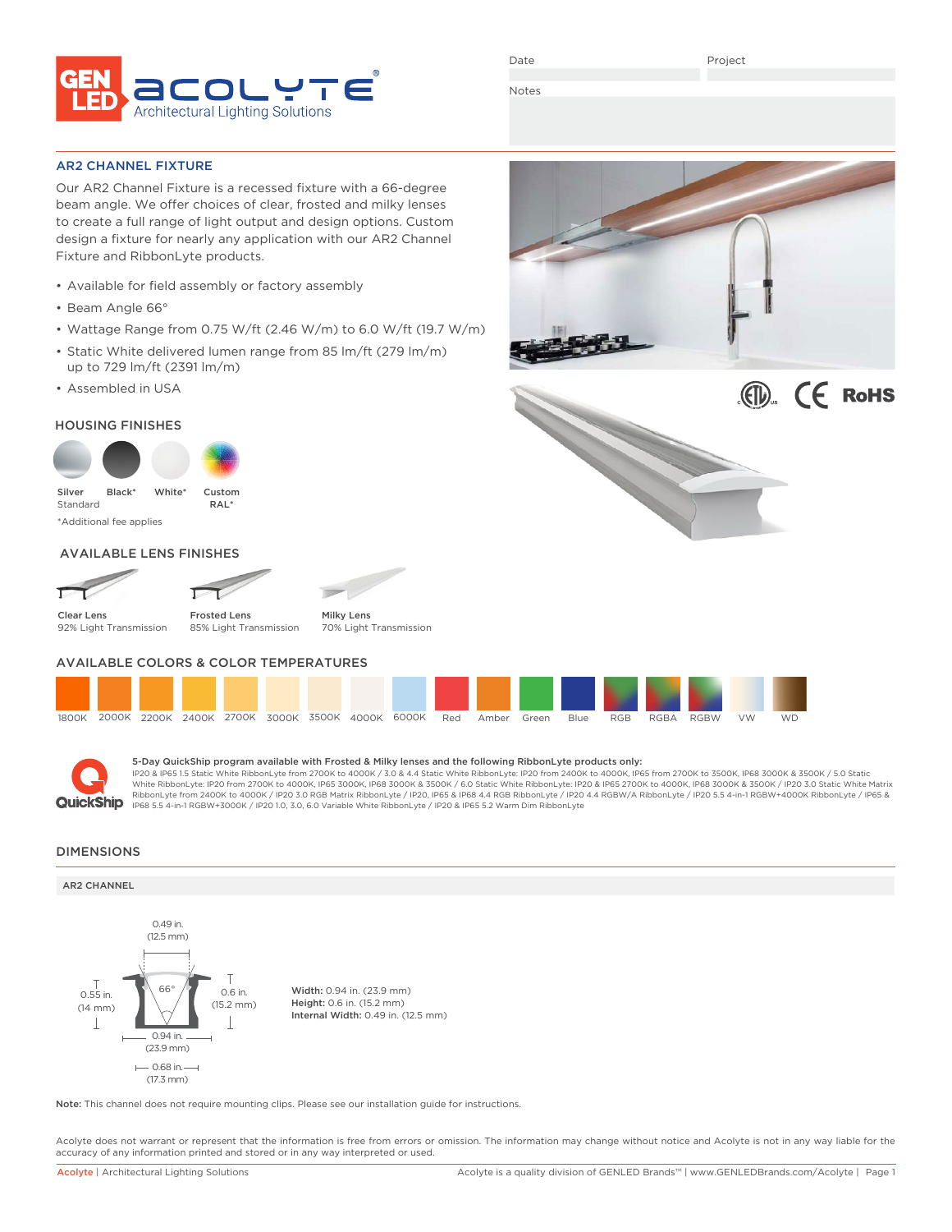GEN LED ACOLYTE® Architectural Lighting Solutions

Date | Project

Notes

## AR2 CHANNEL FIXTURE

Our AR2 Channel Fixture is a recessed fixture with a 66-degree beam angle. We offer choices of clear, frosted and milky lenses to create a full range of light output and design options. Custom design a fixture for nearly any application with our AR2 Channel Fixture and RibbonLyte products.

- Available for field assembly or factory assembly
- Beam Angle 66°
- Wattage Range from 0.75 W/ft (2.46 W/m) to 6.0 W/ft (19.7 W/m)
- Static White delivered lumen range from 85 lm/ft (279 lm/m) up to 729 lm/ft (2391 lm/m)
- Assembled in USA

### HOUSING FINISHES

Silver Standard | Black* | White* | Custom RAL*

*Additional fee applies

### AVAILABLE LENS FINISHES

- Clear Lens: 92% Light Transmission
- Frosted Lens: 85% Light Transmission
- Milky Lens: 70% Light Transmission

### AVAILABLE COLORS & COLOR TEMPERATURES

1800K, 2000K, 2200K, 2400K, 2700K, 3000K, 3500K, 4000K, 6000K, Red, Amber, Green, Blue, RGB, RGBA, RGBW, VW, WD

**5-Day QuickShip program available with Frosted & Milky lenses and the following RibbonLyte products only:**
IP20 & IP65 1.5 Static White RibbonLyte from 2700K to 4000K / 3.0 & 4.4 Static White RibbonLyte: IP20 from 2400K to 4000K, IP65 from 2700K to 3500K, IP68 3000K & 3500K / 5.0 Static White RibbonLyte: IP20 from 2700K to 4000K, IP65 3000K, IP68 3000K & 3500K / 6.0 Static White RibbonLyte: IP20 & IP65 2700K to 4000K, IP68 3000K & 3500K / IP20 3.0 Static White Matrix RibbonLyte from 2400K to 4000K / IP20 3.0 RGB Matrix RibbonLyte / IP20, IP65 & IP68 4.4 RGB RibbonLyte / IP20 4.4 RGBW/A RibbonLyte / IP20 5.5 4-in-1 RGBW+4000K RibbonLyte / IP65 & IP68 5.5 4-in-1 RGBW+3000K / IP20 1.0, 3.0, 6.0 Variable White RibbonLyte / IP20 & IP65 5.2 Warm Dim RibbonLyte

## DIMENSIONS

### AR2 CHANNEL

0.49 in. (12.5 mm); 66°; 0.55 in. (14 mm); 0.6 in. (15.2 mm); 0.94 in. (23.9 mm); 0.68 in. (17.3 mm)

**Width:** 0.94 in. (23.9 mm)
**Height:** 0.6 in. (15.2 mm)
**Internal Width:** 0.49 in. (12.5 mm)

**Note:** This channel does not require mounting clips. Please see our installation guide for instructions.

Acolyte does not warrant or represent that the information is free from errors or omission. The information may change without notice and Acolyte is not in any way liable for the accuracy of any information printed and stored or in any way interpreted or used.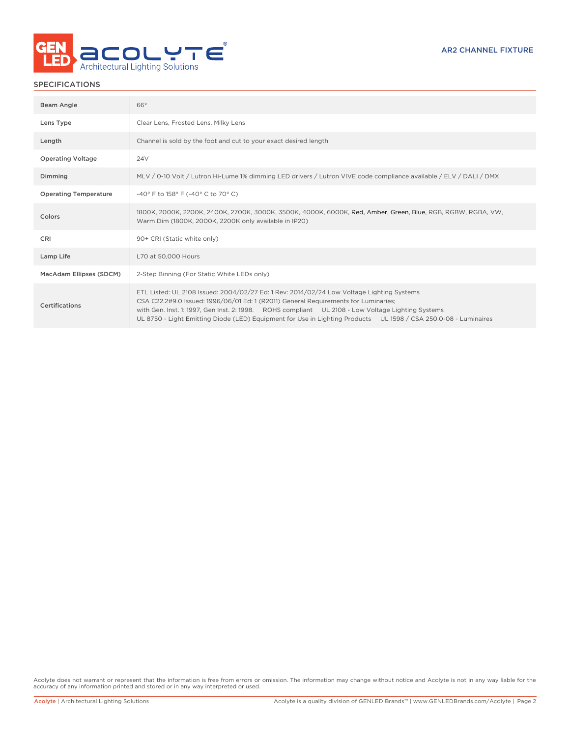## SPECIFICATIONS

| | |
|---|---|
| Beam Angle | 66° |
| Lens Type | Clear Lens, Frosted Lens, Milky Lens |
| Length | Channel is sold by the foot and cut to your exact desired length |
| Operating Voltage | 24V |
| Dimming | MLV / 0-10 Volt / Lutron Hi-Lume 1% dimming LED drivers / Lutron VIVE code compliance available / ELV / DALI / DMX |
| Operating Temperature | -40° F to 158° F (-40° C to 70° C) |
| Colors | 1800K, 2000K, 2200K, 2400K, 2700K, 3000K, 3500K, 4000K, 6000K, Red, Amber, Green, Blue, RGB, RGBW, RGBA, VW, Warm Dim (1800K, 2000K, 2200K only available in IP20) |
| CRI | 90+ CRI (Static white only) |
| Lamp Life | L70 at 50,000 Hours |
| MacAdam Ellipses (SDCM) | 2-Step Binning (For Static White LEDs only) |
| Certifications | ETL Listed: UL 2108 Issued: 2004/02/27 Ed: 1 Rev: 2014/02/24 Low Voltage Lighting Systems CSA C22.2#9.0 Issued: 1996/06/01 Ed: 1 (R2011) General Requirements for Luminaries; with Gen. Inst. 1: 1997, Gen Inst. 2: 1998. ROHS compliant UL 2108 - Low Voltage Lighting Systems UL 8750 - Light Emitting Diode (LED) Equipment for Use in Lighting Products UL 1598 / CSA 250.0-08 - Luminaires |

Acolyte does not warrant or represent that the information is free from errors or omission. The information may change without notice and Acolyte is not in any way liable for the accuracy of any information printed and stored or in any way interpreted or used.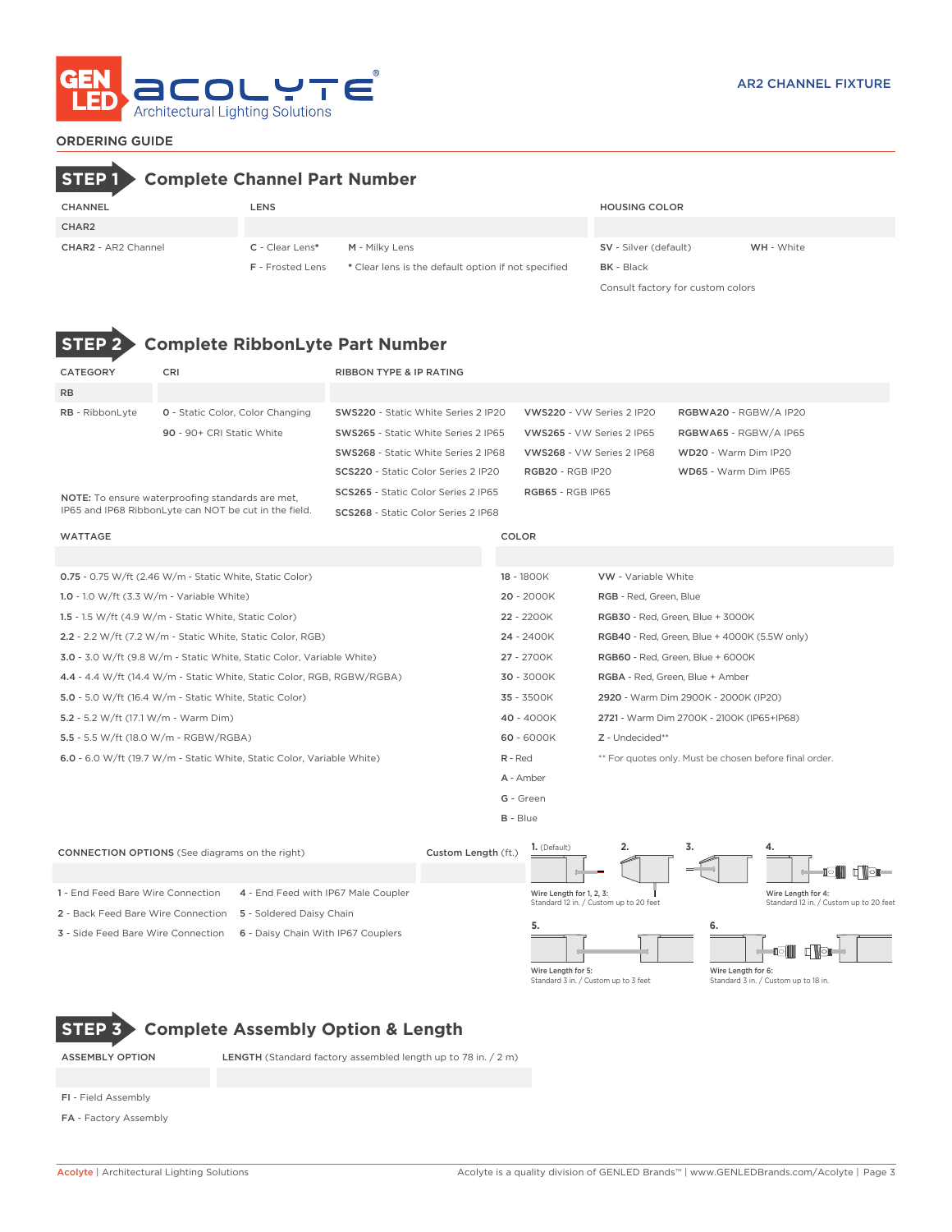# AR2 CHANNEL FIXTURE

## ORDERING GUIDE

### STEP 1 Complete Channel Part Number

| CHANNEL | LENS | | HOUSING COLOR | |
|---|---|---|---|---|
| CHAR2 | | | | |
| CHAR2 - AR2 Channel | C - Clear Lens* | M - Milky Lens | SV - Silver (default) | WH - White |
| | F - Frosted Lens | * Clear lens is the default option if not specified | BK - Black | |
| | | | Consult factory for custom colors | |

### STEP 2 Complete RibbonLyte Part Number

| CATEGORY | CRI | RIBBON TYPE & IP RATING | | |
|---|---|---|---|---|
| RB | | | | |
| RB - RibbonLyte | 0 - Static Color, Color Changing | SWS220 - Static White Series 2 IP20 | VWS220 - VW Series 2 IP20 | RGBWA20 - RGBW/A IP20 |
| | 90 - 90+ CRI Static White | SWS265 - Static White Series 2 IP65 | VWS265 - VW Series 2 IP65 | RGBWA65 - RGBW/A IP65 |
| | | SWS268 - Static White Series 2 IP68 | VWS268 - VW Series 2 IP68 | WD20 - Warm Dim IP20 |
| | | SCS220 - Static Color Series 2 IP20 | RGB20 - RGB IP20 | WD65 - Warm Dim IP65 |
| | | SCS265 - Static Color Series 2 IP65 | RGB65 - RGB IP65 | |
| | | SCS268 - Static Color Series 2 IP68 | | |

NOTE: To ensure waterproofing standards are met, IP65 and IP68 RibbonLyte can NOT be cut in the field.

| WATTAGE | COLOR | |
|---|---|---|
| 0.75 - 0.75 W/ft (2.46 W/m - Static White, Static Color) | 18 - 1800K | VW - Variable White |
| 1.0 - 1.0 W/ft (3.3 W/m - Variable White) | 20 - 2000K | RGB - Red, Green, Blue |
| 1.5 - 1.5 W/ft (4.9 W/m - Static White, Static Color) | 22 - 2200K | RGB30 - Red, Green, Blue + 3000K |
| 2.2 - 2.2 W/ft (7.2 W/m - Static White, Static Color, RGB) | 24 - 2400K | RGB40 - Red, Green, Blue + 4000K (5.5W only) |
| 3.0 - 3.0 W/ft (9.8 W/m - Static White, Static Color, Variable White) | 27 - 2700K | RGB60 - Red, Green, Blue + 6000K |
| 4.4 - 4.4 W/ft (14.4 W/m - Static White, Static Color, RGB, RGBW/RGBA) | 30 - 3000K | RGBA - Red, Green, Blue + Amber |
| 5.0 - 5.0 W/ft (16.4 W/m - Static White, Static Color) | 35 - 3500K | 2920 - Warm Dim 2900K - 2000K (IP20) |
| 5.2 - 5.2 W/ft (17.1 W/m - Warm Dim) | 40 - 4000K | 2721 - Warm Dim 2700K - 2100K (IP65+IP68) |
| 5.5 - 5.5 W/ft (18.0 W/m - RGBW/RGBA) | 60 - 6000K | Z - Undecided** |
| 6.0 - 6.0 W/ft (19.7 W/m - Static White, Static Color, Variable White) | R - Red | ** For quotes only. Must be chosen before final order. |
| | A - Amber | |
| | G - Green | |
| | B - Blue | |

| CONNECTION OPTIONS (See diagrams on the right) | | Custom Length (ft.) |
|---|---|---|
| 1 - End Feed Bare Wire Connection | 4 - End Feed with IP67 Male Coupler | |
| 2 - Back Feed Bare Wire Connection | 5 - Soldered Daisy Chain | |
| 3 - Side Feed Bare Wire Connection | 6 - Daisy Chain With IP67 Couplers | |

1. (Default) 2. 3. — Wire Length for 1, 2, 3: Standard 12 in. / Custom up to 20 feet

4. — Wire Length for 4: Standard 12 in. / Custom up to 20 feet

5. — Wire Length for 5: Standard 3 in. / Custom up to 3 feet

6. — Wire Length for 6: Standard 3 in. / Custom up to 18 in.

### STEP 3 Complete Assembly Option & Length

| ASSEMBLY OPTION | LENGTH (Standard factory assembled length up to 78 in. / 2 m) |
|---|---|
| FI - Field Assembly | |
| FA - Factory Assembly | |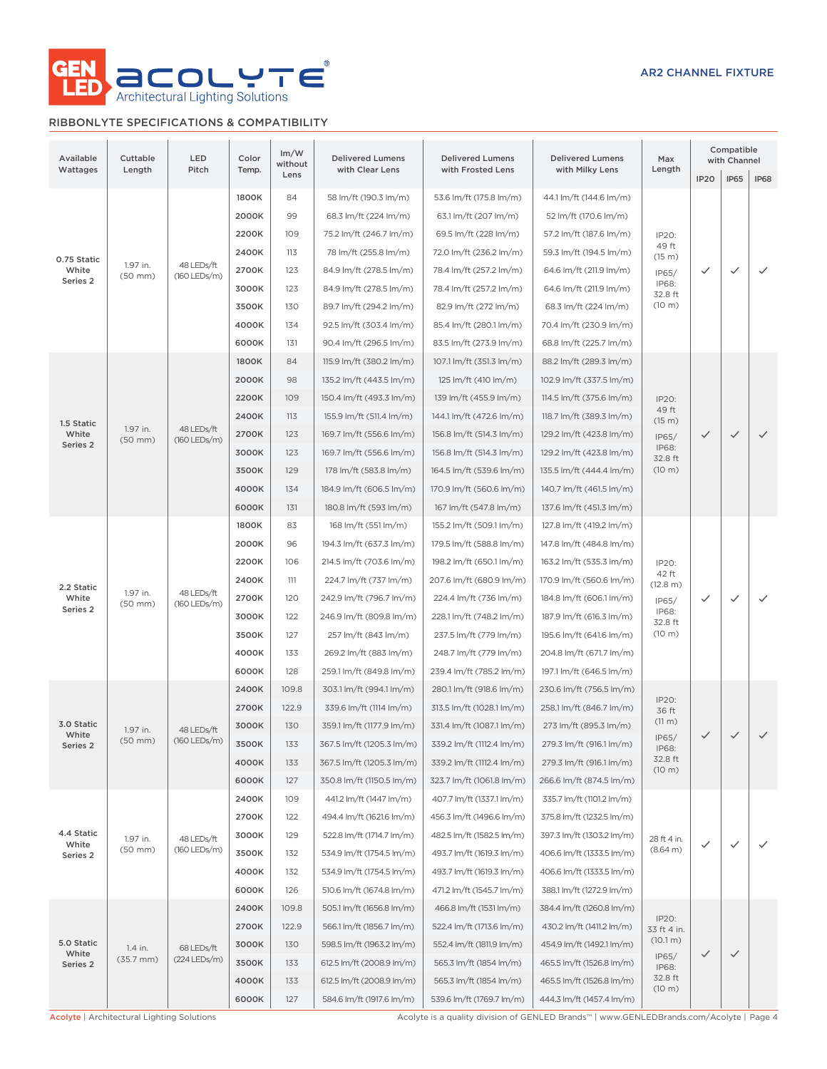AR2 CHANNEL FIXTURE

## RIBBONLYTE SPECIFICATIONS & COMPATIBILITY

| Available Wattages | Cuttable Length | LED Pitch | Color Temp. | lm/W without Lens | Delivered Lumens with Clear Lens | Delivered Lumens with Frosted Lens | Delivered Lumens with Milky Lens | Max Length | Compatible with Channel | | |
|---|---|---|---|---|---|---|---|---|---|---|---|
| | | | | | | | | | IP20 | IP65 | IP68 |
| 0.75 Static White Series 2 | 1.97 in. (50 mm) | 48 LEDs/ft (160 LEDs/m) | 1800K | 84 | 58 lm/ft (190.3 lm/m) | 53.6 lm/ft (175.8 lm/m) | 44.1 lm/ft (144.6 lm/m) | IP20: 49 ft (15 m) IP65/ IP68: 32.8 ft (10 m) | ✓ | ✓ | ✓ |
| | | | 2000K | 99 | 68.3 lm/ft (224 lm/m) | 63.1 lm/ft (207 lm/m) | 52 lm/ft (170.6 lm/m) | | | | |
| | | | 2200K | 109 | 75.2 lm/ft (246.7 lm/m) | 69.5 lm/ft (228 lm/m) | 57.2 lm/ft (187.6 lm/m) | | | | |
| | | | 2400K | 113 | 78 lm/ft (255.8 lm/m) | 72.0 lm/ft (236.2 lm/m) | 59.3 lm/ft (194.5 lm/m) | | | | |
| | | | 2700K | 123 | 84.9 lm/ft (278.5 lm/m) | 78.4 lm/ft (257.2 lm/m) | 64.6 lm/ft (211.9 lm/m) | | | | |
| | | | 3000K | 123 | 84.9 lm/ft (278.5 lm/m) | 78.4 lm/ft (257.2 lm/m) | 64.6 lm/ft (211.9 lm/m) | | | | |
| | | | 3500K | 130 | 89.7 lm/ft (294.2 lm/m) | 82.9 lm/ft (272 lm/m) | 68.3 lm/ft (224 lm/m) | | | | |
| | | | 4000K | 134 | 92.5 lm/ft (303.4 lm/m) | 85.4 lm/ft (280.1 lm/m) | 70.4 lm/ft (230.9 lm/m) | | | | |
| | | | 6000K | 131 | 90.4 lm/ft (296.5 lm/m) | 83.5 lm/ft (273.9 lm/m) | 68.8 lm/ft (225.7 lm/m) | | | | |
| 1.5 Static White Series 2 | 1.97 in. (50 mm) | 48 LEDs/ft (160 LEDs/m) | 1800K | 84 | 115.9 lm/ft (380.2 lm/m) | 107.1 lm/ft (351.3 lm/m) | 88.2 lm/ft (289.3 lm/m) | IP20: 49 ft (15 m) IP65/ IP68: 32.8 ft (10 m) | ✓ | ✓ | ✓ |
| | | | 2000K | 98 | 135.2 lm/ft (443.5 lm/m) | 125 lm/ft (410 lm/m) | 102.9 lm/ft (337.5 lm/m) | | | | |
| | | | 2200K | 109 | 150.4 lm/ft (493.3 lm/m) | 139 lm/ft (455.9 lm/m) | 114.5 lm/ft (375.6 lm/m) | | | | |
| | | | 2400K | 113 | 155.9 lm/ft (511.4 lm/m) | 144.1 lm/ft (472.6 lm/m) | 118.7 lm/ft (389.3 lm/m) | | | | |
| | | | 2700K | 123 | 169.7 lm/ft (556.6 lm/m) | 156.8 lm/ft (514.3 lm/m) | 129.2 lm/ft (423.8 lm/m) | | | | |
| | | | 3000K | 123 | 169.7 lm/ft (556.6 lm/m) | 156.8 lm/ft (514.3 lm/m) | 129.2 lm/ft (423.8 lm/m) | | | | |
| | | | 3500K | 129 | 178 lm/ft (583.8 lm/m) | 164.5 lm/ft (539.6 lm/m) | 135.5 lm/ft (444.4 lm/m) | | | | |
| | | | 4000K | 134 | 184.9 lm/ft (606.5 lm/m) | 170.9 lm/ft (560.6 lm/m) | 140.7 lm/ft (461.5 lm/m) | | | | |
| | | | 6000K | 131 | 180.8 lm/ft (593 lm/m) | 167 lm/ft (547.8 lm/m) | 137.6 lm/ft (451.3 lm/m) | | | | |
| 2.2 Static White Series 2 | 1.97 in. (50 mm) | 48 LEDs/ft (160 LEDs/m) | 1800K | 83 | 168 lm/ft (551 lm/m) | 155.2 lm/ft (509.1 lm/m) | 127.8 lm/ft (419.2 lm/m) | IP20: 42 ft (12.8 m) IP65/ IP68: 32.8 ft (10 m) | ✓ | ✓ | ✓ |
| | | | 2000K | 96 | 194.3 lm/ft (637.3 lm/m) | 179.5 lm/ft (588.8 lm/m) | 147.8 lm/ft (484.8 lm/m) | | | | |
| | | | 2200K | 106 | 214.5 lm/ft (703.6 lm/m) | 198.2 lm/ft (650.1 lm/m) | 163.2 lm/ft (535.3 lm/m) | | | | |
| | | | 2400K | 111 | 224.7 lm/ft (737 lm/m) | 207.6 lm/ft (680.9 lm/m) | 170.9 lm/ft (560.6 lm/m) | | | | |
| | | | 2700K | 120 | 242.9 lm/ft (796.7 lm/m) | 224.4 lm/ft (736 lm/m) | 184.8 lm/ft (606.1 lm/m) | | | | |
| | | | 3000K | 122 | 246.9 lm/ft (809.8 lm/m) | 228.1 lm/ft (748.2 lm/m) | 187.9 lm/ft (616.3 lm/m) | | | | |
| | | | 3500K | 127 | 257 lm/ft (843 lm/m) | 237.5 lm/ft (779 lm/m) | 195.6 lm/ft (641.6 lm/m) | | | | |
| | | | 4000K | 133 | 269.2 lm/ft (883 lm/m) | 248.7 lm/ft (779 lm/m) | 204.8 lm/ft (671.7 lm/m) | | | | |
| | | | 6000K | 128 | 259.1 lm/ft (849.8 lm/m) | 239.4 lm/ft (785.2 lm/m) | 197.1 lm/ft (646.5 lm/m) | | | | |
| 3.0 Static White Series 2 | 1.97 in. (50 mm) | 48 LEDs/ft (160 LEDs/m) | 2400K | 109.8 | 303.1 lm/ft (994.1 lm/m) | 280.1 lm/ft (918.6 lm/m) | 230.6 lm/ft (756.5 lm/m) | IP20: 36 ft (11 m) IP65/ IP68: 32.8 ft (10 m) | ✓ | ✓ | ✓ |
| | | | 2700K | 122.9 | 339.6 lm/ft (1114 lm/m) | 313.5 lm/ft (1028.1 lm/m) | 258.1 lm/ft (846.7 lm/m) | | | | |
| | | | 3000K | 130 | 359.1 lm/ft (1177.9 lm/m) | 331.4 lm/ft (1087.1 lm/m) | 273 lm/ft (895.3 lm/m) | | | | |
| | | | 3500K | 133 | 367.5 lm/ft (1205.3 lm/m) | 339.2 lm/ft (1112.4 lm/m) | 279.3 lm/ft (916.1 lm/m) | | | | |
| | | | 4000K | 133 | 367.5 lm/ft (1205.3 lm/m) | 339.2 lm/ft (1112.4 lm/m) | 279.3 lm/ft (916.1 lm/m) | | | | |
| | | | 6000K | 127 | 350.8 lm/ft (1150.5 lm/m) | 323.7 lm/ft (1061.8 lm/m) | 266.6 lm/ft (874.5 lm/m) | | | | |
| 4.4 Static White Series 2 | 1.97 in. (50 mm) | 48 LEDs/ft (160 LEDs/m) | 2400K | 109 | 441.2 lm/ft (1447 lm/m) | 407.7 lm/ft (1337.1 lm/m) | 335.7 lm/ft (1101.2 lm/m) | 28 ft 4 in. (8.64 m) | ✓ | ✓ | ✓ |
| | | | 2700K | 122 | 494.4 lm/ft (1621.6 lm/m) | 456.3 lm/ft (1496.6 lm/m) | 375.8 lm/ft (1232.5 lm/m) | | | | |
| | | | 3000K | 129 | 522.8 lm/ft (1714.7 lm/m) | 482.5 lm/ft (1582.5 lm/m) | 397.3 lm/ft (1303.2 lm/m) | | | | |
| | | | 3500K | 132 | 534.9 lm/ft (1754.5 lm/m) | 493.7 lm/ft (1619.3 lm/m) | 406.6 lm/ft (1333.5 lm/m) | | | | |
| | | | 4000K | 132 | 534.9 lm/ft (1754.5 lm/m) | 493.7 lm/ft (1619.3 lm/m) | 406.6 lm/ft (1333.5 lm/m) | | | | |
| | | | 6000K | 126 | 510.6 lm/ft (1674.8 lm/m) | 471.2 lm/ft (1545.7 lm/m) | 388.1 lm/ft (1272.9 lm/m) | | | | |
| 5.0 Static White Series 2 | 1.4 in. (35.7 mm) | 68 LEDs/ft (224 LEDs/m) | 2400K | 109.8 | 505.1 lm/ft (1656.8 lm/m) | 466.8 lm/ft (1531 lm/m) | 384.4 lm/ft (1260.8 lm/m) | IP20: 33 ft 4 in. (10.1 m) IP65/ IP68: 32.8 ft (10 m) | ✓ | ✓ | |
| | | | 2700K | 122.9 | 566.1 lm/ft (1856.7 lm/m) | 522.4 lm/ft (1713.6 lm/m) | 430.2 lm/ft (1411.2 lm/m) | | | | |
| | | | 3000K | 130 | 598.5 lm/ft (1963.2 lm/m) | 552.4 lm/ft (1811.9 lm/m) | 454.9 lm/ft (1492.1 lm/m) | | | | |
| | | | 3500K | 133 | 612.5 lm/ft (2008.9 lm/m) | 565.3 lm/ft (1854 lm/m) | 465.5 lm/ft (1526.8 lm/m) | | | | |
| | | | 4000K | 133 | 612.5 lm/ft (2008.9 lm/m) | 565.3 lm/ft (1854 lm/m) | 465.5 lm/ft (1526.8 lm/m) | | | | |
| | | | 6000K | 127 | 584.6 lm/ft (1917.6 lm/m) | 539.6 lm/ft (1769.7 lm/m) | 444.3 lm/ft (1457.4 lm/m) | | | | |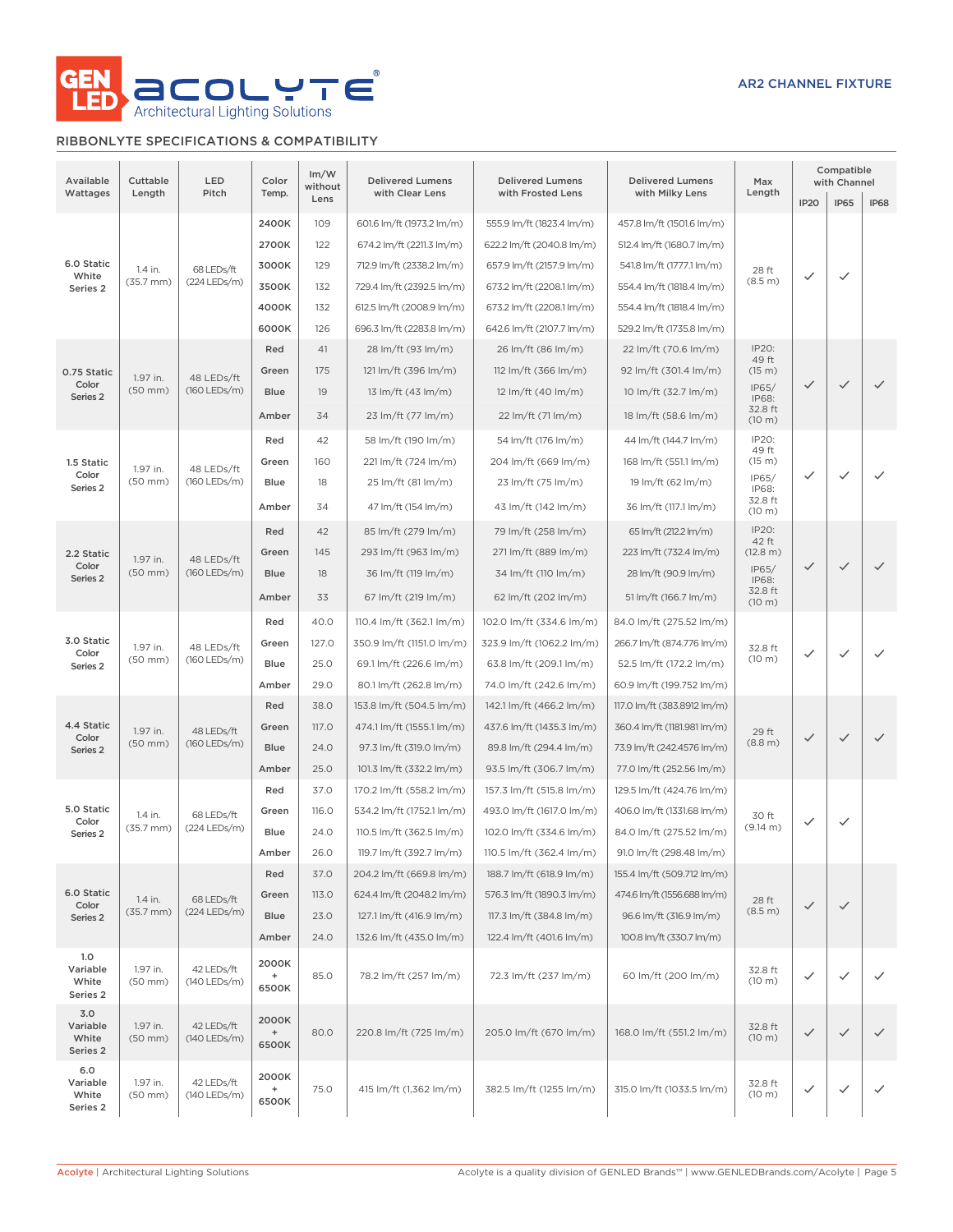AR2 CHANNEL FIXTURE

## RIBBONLYTE SPECIFICATIONS & COMPATIBILITY

| Available Wattages | Cuttable Length | LED Pitch | Color Temp. | lm/W without Lens | Delivered Lumens with Clear Lens | Delivered Lumens with Frosted Lens | Delivered Lumens with Milky Lens | Max Length | Compatible with Channel | | |
|---|---|---|---|---|---|---|---|---|---|---|---|
| | | | | | | | | | IP20 | IP65 | IP68 |
| 6.0 Static White Series 2 | 1.4 in. (35.7 mm) | 68 LEDs/ft (224 LEDs/m) | 2400K | 109 | 601.6 lm/ft (1973.2 lm/m) | 555.9 lm/ft (1823.4 lm/m) | 457.8 lm/ft (1501.6 lm/m) | 28 ft (8.5 m) | ✓ | ✓ | |
| | | | 2700K | 122 | 674.2 lm/ft (2211.3 lm/m) | 622.2 lm/ft (2040.8 lm/m) | 512.4 lm/ft (1680.7 lm/m) | | | | |
| | | | 3000K | 129 | 712.9 lm/ft (2338.2 lm/m) | 657.9 lm/ft (2157.9 lm/m) | 541.8 lm/ft (1777.1 lm/m) | | | | |
| | | | 3500K | 132 | 729.4 lm/ft (2392.5 lm/m) | 673.2 lm/ft (2208.1 lm/m) | 554.4 lm/ft (1818.4 lm/m) | | | | |
| | | | 4000K | 132 | 612.5 lm/ft (2008.9 lm/m) | 673.2 lm/ft (2208.1 lm/m) | 554.4 lm/ft (1818.4 lm/m) | | | | |
| | | | 6000K | 126 | 696.3 lm/ft (2283.8 lm/m) | 642.6 lm/ft (2107.7 lm/m) | 529.2 lm/ft (1735.8 lm/m) | | | | |
| 0.75 Static Color Series 2 | 1.97 in. (50 mm) | 48 LEDs/ft (160 LEDs/m) | Red | 41 | 28 lm/ft (93 lm/m) | 26 lm/ft (86 lm/m) | 22 lm/ft (70.6 lm/m) | IP20: 49 ft (15 m) IP65/ IP68: 32.8 ft (10 m) | ✓ | ✓ | ✓ |
| | | | Green | 175 | 121 lm/ft (396 lm/m) | 112 lm/ft (366 lm/m) | 92 lm/ft (301.4 lm/m) | | | | |
| | | | Blue | 19 | 13 lm/ft (43 lm/m) | 12 lm/ft (40 lm/m) | 10 lm/ft (32.7 lm/m) | | | | |
| | | | Amber | 34 | 23 lm/ft (77 lm/m) | 22 lm/ft (71 lm/m) | 18 lm/ft (58.6 lm/m) | | | | |
| 1.5 Static Color Series 2 | 1.97 in. (50 mm) | 48 LEDs/ft (160 LEDs/m) | Red | 42 | 58 lm/ft (190 lm/m) | 54 lm/ft (176 lm/m) | 44 lm/ft (144.7 lm/m) | IP20: 49 ft (15 m) IP65/ IP68: 32.8 ft (10 m) | ✓ | ✓ | ✓ |
| | | | Green | 160 | 221 lm/ft (724 lm/m) | 204 lm/ft (669 lm/m) | 168 lm/ft (551.1 lm/m) | | | | |
| | | | Blue | 18 | 25 lm/ft (81 lm/m) | 23 lm/ft (75 lm/m) | 19 lm/ft (62 lm/m) | | | | |
| | | | Amber | 34 | 47 lm/ft (154 lm/m) | 43 lm/ft (142 lm/m) | 36 lm/ft (117.1 lm/m) | | | | |
| 2.2 Static Color Series 2 | 1.97 in. (50 mm) | 48 LEDs/ft (160 LEDs/m) | Red | 42 | 85 lm/ft (279 lm/m) | 79 lm/ft (258 lm/m) | 65 lm/ft (212.2 lm/m) | IP20: 42 ft (12.8 m) IP65/ IP68: 32.8 ft (10 m) | ✓ | ✓ | ✓ |
| | | | Green | 145 | 293 lm/ft (963 lm/m) | 271 lm/ft (889 lm/m) | 223 lm/ft (732.4 lm/m) | | | | |
| | | | Blue | 18 | 36 lm/ft (119 lm/m) | 34 lm/ft (110 lm/m) | 28 lm/ft (90.9 lm/m) | | | | |
| | | | Amber | 33 | 67 lm/ft (219 lm/m) | 62 lm/ft (202 lm/m) | 51 lm/ft (166.7 lm/m) | | | | |
| 3.0 Static Color Series 2 | 1.97 in. (50 mm) | 48 LEDs/ft (160 LEDs/m) | Red | 40.0 | 110.4 lm/ft (362.1 lm/m) | 102.0 lm/ft (334.6 lm/m) | 84.0 lm/ft (275.52 lm/m) | 32.8 ft (10 m) | ✓ | ✓ | ✓ |
| | | | Green | 127.0 | 350.9 lm/ft (1151.0 lm/m) | 323.9 lm/ft (1062.2 lm/m) | 266.7 lm/ft (874.776 lm/m) | | | | |
| | | | Blue | 25.0 | 69.1 lm/ft (226.6 lm/m) | 63.8 lm/ft (209.1 lm/m) | 52.5 lm/ft (172.2 lm/m) | | | | |
| | | | Amber | 29.0 | 80.1 lm/ft (262.8 lm/m) | 74.0 lm/ft (242.6 lm/m) | 60.9 lm/ft (199.752 lm/m) | | | | |
| 4.4 Static Color Series 2 | 1.97 in. (50 mm) | 48 LEDs/ft (160 LEDs/m) | Red | 38.0 | 153.8 lm/ft (504.5 lm/m) | 142.1 lm/ft (466.2 lm/m) | 117.0 lm/ft (383.8912 lm/m) | 29 ft (8.8 m) | ✓ | ✓ | ✓ |
| | | | Green | 117.0 | 474.1 lm/ft (1555.1 lm/m) | 437.6 lm/ft (1435.3 lm/m) | 360.4 lm/ft (1181.981 lm/m) | | | | |
| | | | Blue | 24.0 | 97.3 lm/ft (319.0 lm/m) | 89.8 lm/ft (294.4 lm/m) | 73.9 lm/ft (242.4576 lm/m) | | | | |
| | | | Amber | 25.0 | 101.3 lm/ft (332.2 lm/m) | 93.5 lm/ft (306.7 lm/m) | 77.0 lm/ft (252.56 lm/m) | | | | |
| 5.0 Static Color Series 2 | 1.4 in. (35.7 mm) | 68 LEDs/ft (224 LEDs/m) | Red | 37.0 | 170.2 lm/ft (558.2 lm/m) | 157.3 lm/ft (515.8 lm/m) | 129.5 lm/ft (424.76 lm/m) | 30 ft (9.14 m) | ✓ | ✓ | |
| | | | Green | 116.0 | 534.2 lm/ft (1752.1 lm/m) | 493.0 lm/ft (1617.0 lm/m) | 406.0 lm/ft (1331.68 lm/m) | | | | |
| | | | Blue | 24.0 | 110.5 lm/ft (362.5 lm/m) | 102.0 lm/ft (334.6 lm/m) | 84.0 lm/ft (275.52 lm/m) | | | | |
| | | | Amber | 26.0 | 119.7 lm/ft (392.7 lm/m) | 110.5 lm/ft (362.4 lm/m) | 91.0 lm/ft (298.48 lm/m) | | | | |
| 6.0 Static Color Series 2 | 1.4 in. (35.7 mm) | 68 LEDs/ft (224 LEDs/m) | Red | 37.0 | 204.2 lm/ft (669.8 lm/m) | 188.7 lm/ft (618.9 lm/m) | 155.4 lm/ft (509.712 lm/m) | 28 ft (8.5 m) | ✓ | ✓ | |
| | | | Green | 113.0 | 624.4 lm/ft (2048.2 lm/m) | 576.3 lm/ft (1890.3 lm/m) | 474.6 lm/ft (1556.688 lm/m) | | | | |
| | | | Blue | 23.0 | 127.1 lm/ft (416.9 lm/m) | 117.3 lm/ft (384.8 lm/m) | 96.6 lm/ft (316.9 lm/m) | | | | |
| | | | Amber | 24.0 | 132.6 lm/ft (435.0 lm/m) | 122.4 lm/ft (401.6 lm/m) | 100.8 lm/ft (330.7 lm/m) | | | | |
| 1.0 Variable White Series 2 | 1.97 in. (50 mm) | 42 LEDs/ft (140 LEDs/m) | 2000K + 6500K | 85.0 | 78.2 lm/ft (257 lm/m) | 72.3 lm/ft (237 lm/m) | 60 lm/ft (200 lm/m) | 32.8 ft (10 m) | ✓ | ✓ | ✓ |
| 3.0 Variable White Series 2 | 1.97 in. (50 mm) | 42 LEDs/ft (140 LEDs/m) | 2000K + 6500K | 80.0 | 220.8 lm/ft (725 lm/m) | 205.0 lm/ft (670 lm/m) | 168.0 lm/ft (551.2 lm/m) | 32.8 ft (10 m) | ✓ | ✓ | ✓ |
| 6.0 Variable White Series 2 | 1.97 in. (50 mm) | 42 LEDs/ft (140 LEDs/m) | 2000K + 6500K | 75.0 | 415 lm/ft (1,362 lm/m) | 382.5 lm/ft (1255 lm/m) | 315.0 lm/ft (1033.5 lm/m) | 32.8 ft (10 m) | ✓ | ✓ | ✓ |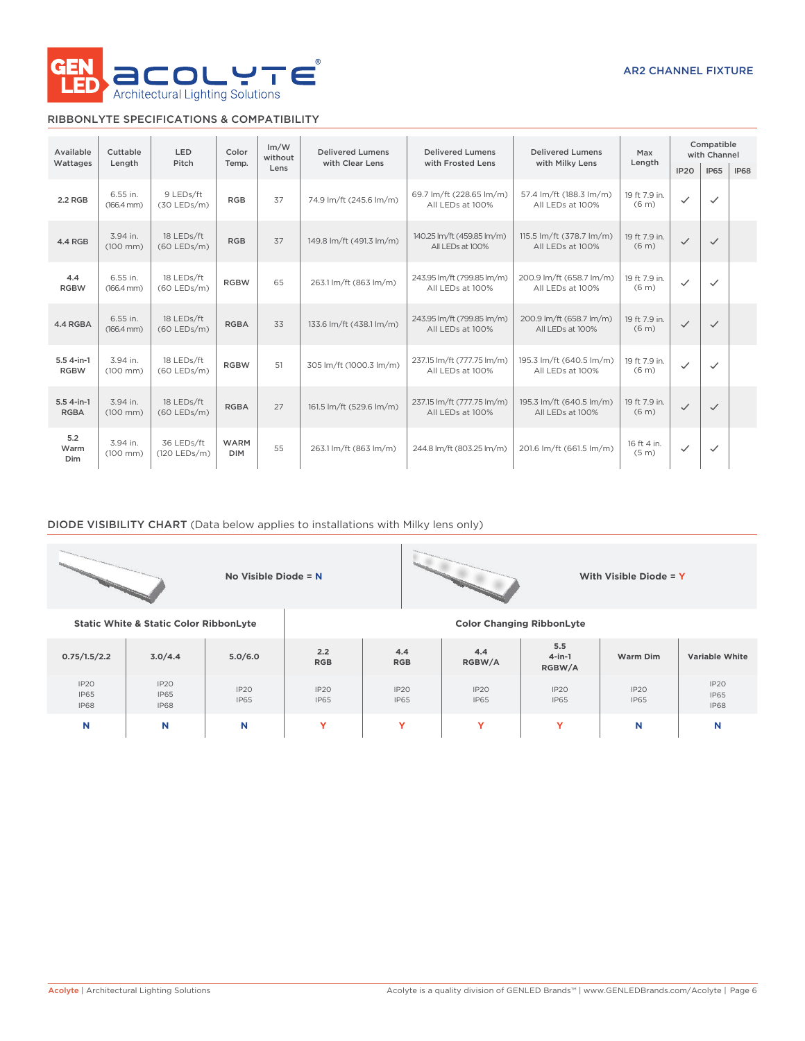AR2 CHANNEL FIXTURE

## RIBBONLYTE SPECIFICATIONS & COMPATIBILITY

| Available Wattages | Cuttable Length | LED Pitch | Color Temp. | lm/W without Lens | Delivered Lumens with Clear Lens | Delivered Lumens with Frosted Lens | Delivered Lumens with Milky Lens | Max Length | Compatible with Channel | | |
|---|---|---|---|---|---|---|---|---|---|---|---|
| | | | | | | | | | IP20 | IP65 | IP68 |
| 2.2 RGB | 6.55 in. (166.4 mm) | 9 LEDs/ft (30 LEDs/m) | RGB | 37 | 74.9 lm/ft (245.6 lm/m) | 69.7 lm/ft (228.65 lm/m) All LEDs at 100% | 57.4 lm/ft (188.3 lm/m) All LEDs at 100% | 19 ft 7.9 in. (6 m) | ✓ | ✓ | |
| 4.4 RGB | 3.94 in. (100 mm) | 18 LEDs/ft (60 LEDs/m) | RGB | 37 | 149.8 lm/ft (491.3 lm/m) | 140.25 lm/ft (459.85 lm/m) All LEDs at 100% | 115.5 lm/ft (378.7 lm/m) All LEDs at 100% | 19 ft 7.9 in. (6 m) | ✓ | ✓ | |
| 4.4 RGBW | 6.55 in. (166.4 mm) | 18 LEDs/ft (60 LEDs/m) | RGBW | 65 | 263.1 lm/ft (863 lm/m) | 243.95 lm/ft (799.85 lm/m) All LEDs at 100% | 200.9 lm/ft (658.7 lm/m) All LEDs at 100% | 19 ft 7.9 in. (6 m) | ✓ | ✓ | |
| 4.4 RGBA | 6.55 in. (166.4 mm) | 18 LEDs/ft (60 LEDs/m) | RGBA | 33 | 133.6 lm/ft (438.1 lm/m) | 243.95 lm/ft (799.85 lm/m) All LEDs at 100% | 200.9 lm/ft (658.7 lm/m) All LEDs at 100% | 19 ft 7.9 in. (6 m) | ✓ | ✓ | |
| 5.5 4-in-1 RGBW | 3.94 in. (100 mm) | 18 LEDs/ft (60 LEDs/m) | RGBW | 51 | 305 lm/ft (1000.3 lm/m) | 237.15 lm/ft (777.75 lm/m) All LEDs at 100% | 195.3 lm/ft (640.5 lm/m) All LEDs at 100% | 19 ft 7.9 in. (6 m) | ✓ | ✓ | |
| 5.5 4-in-1 RGBA | 3.94 in. (100 mm) | 18 LEDs/ft (60 LEDs/m) | RGBA | 27 | 161.5 lm/ft (529.6 lm/m) | 237.15 lm/ft (777.75 lm/m) All LEDs at 100% | 195.3 lm/ft (640.5 lm/m) All LEDs at 100% | 19 ft 7.9 in. (6 m) | ✓ | ✓ | |
| 5.2 Warm Dim | 3.94 in. (100 mm) | 36 LEDs/ft (120 LEDs/m) | WARM DIM | 55 | 263.1 lm/ft (863 lm/m) | 244.8 lm/ft (803.25 lm/m) | 201.6 lm/ft (661.5 lm/m) | 16 ft 4 in. (5 m) | ✓ | ✓ | |

## DIODE VISIBILITY CHART (Data below applies to installations with Milky lens only)

No Visible Diode = N

With Visible Diode = Y

| Static White & Static Color RibbonLyte | | | Color Changing RibbonLyte | | | | | |
|---|---|---|---|---|---|---|---|---|
| 0.75/1.5/2.2 | 3.0/4.4 | 5.0/6.0 | 2.2 RGB | 4.4 RGB | 4.4 RGBW/A | 5.5 4-in-1 RGBW/A | Warm Dim | Variable White |
| IP20 IP65 IP68 | IP20 IP65 IP68 | IP20 IP65 | IP20 IP65 | IP20 IP65 | IP20 IP65 | IP20 IP65 | IP20 IP65 | IP20 IP65 IP68 |
| N | N | N | Y | Y | Y | Y | N | N |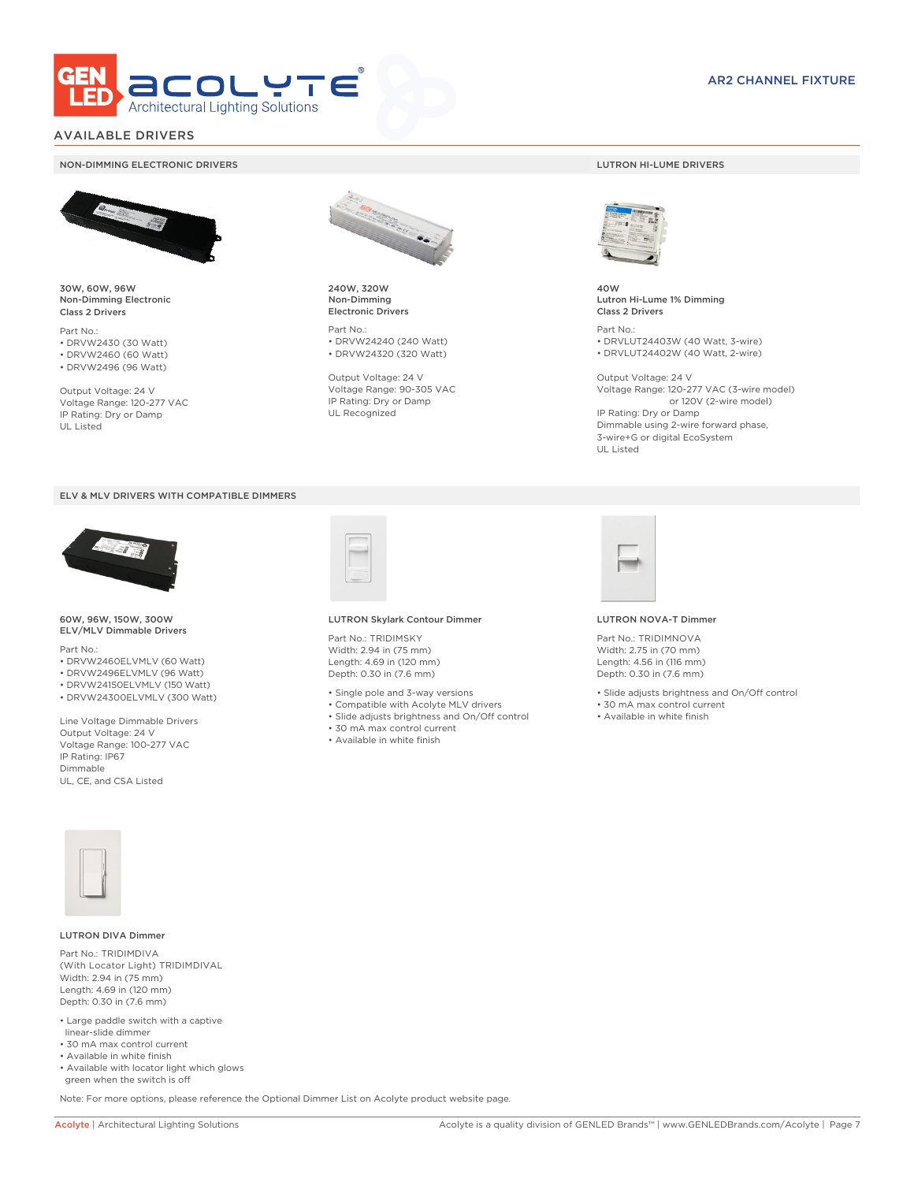# AVAILABLE DRIVERS

AR2 CHANNEL FIXTURE

## NON-DIMMING ELECTRONIC DRIVERS

**30W, 60W, 96W**
**Non-Dimming Electronic**
**Class 2 Drivers**

Part No.:
- DRVW2430 (30 Watt)
- DRVW2460 (60 Watt)
- DRVW2496 (96 Watt)

Output Voltage: 24 V
Voltage Range: 120-277 VAC
IP Rating: Dry or Damp
UL Listed

**240W, 320W**
**Non-Dimming**
**Electronic Drivers**

Part No.:
- DRVW24240 (240 Watt)
- DRVW24320 (320 Watt)

Output Voltage: 24 V
Voltage Range: 90-305 VAC
IP Rating: Dry or Damp
UL Recognized

## LUTRON HI-LUME DRIVERS

**40W**
**Lutron Hi-Lume 1% Dimming**
**Class 2 Drivers**

Part No.:
- DRVLUT24403W (40 Watt, 3-wire)
- DRVLUT24402W (40 Watt, 2-wire)

Output Voltage: 24 V
Voltage Range: 120-277 VAC (3-wire model) or 120V (2-wire model)
IP Rating: Dry or Damp
Dimmable using 2-wire forward phase, 3-wire+G or digital EcoSystem
UL Listed

## ELV & MLV DRIVERS WITH COMPATIBLE DIMMERS

**60W, 96W, 150W, 300W**
**ELV/MLV Dimmable Drivers**

Part No.:
- DRVW2460ELVMLV (60 Watt)
- DRVW2496ELVMLV (96 Watt)
- DRVW24150ELVMLV (150 Watt)
- DRVW24300ELVMLV (300 Watt)

Line Voltage Dimmable Drivers
Output Voltage: 24 V
Voltage Range: 100-277 VAC
IP Rating: IP67
Dimmable
UL, CE, and CSA Listed

**LUTRON Skylark Contour Dimmer**

Part No.: TRIDIMSKY
Width: 2.94 in (75 mm)
Length: 4.69 in (120 mm)
Depth: 0.30 in (7.6 mm)

- Single pole and 3-way versions
- Compatible with Acolyte MLV drivers
- Slide adjusts brightness and On/Off control
- 30 mA max control current
- Available in white finish

**LUTRON NOVA-T Dimmer**

Part No.: TRIDIMNOVA
Width: 2.75 in (70 mm)
Length: 4.56 in (116 mm)
Depth: 0.30 in (7.6 mm)

- Slide adjusts brightness and On/Off control
- 30 mA max control current
- Available in white finish

**LUTRON DIVA Dimmer**

Part No.: TRIDIMDIVA
(With Locator Light) TRIDIMDIVAL
Width: 2.94 in (75 mm)
Length: 4.69 in (120 mm)
Depth: 0.30 in (7.6 mm)

- Large paddle switch with a captive linear-slide dimmer
- 30 mA max control current
- Available in white finish
- Available with locator light which glows green when the switch is off

Note: For more options, please reference the Optional Dimmer List on Acolyte product website page.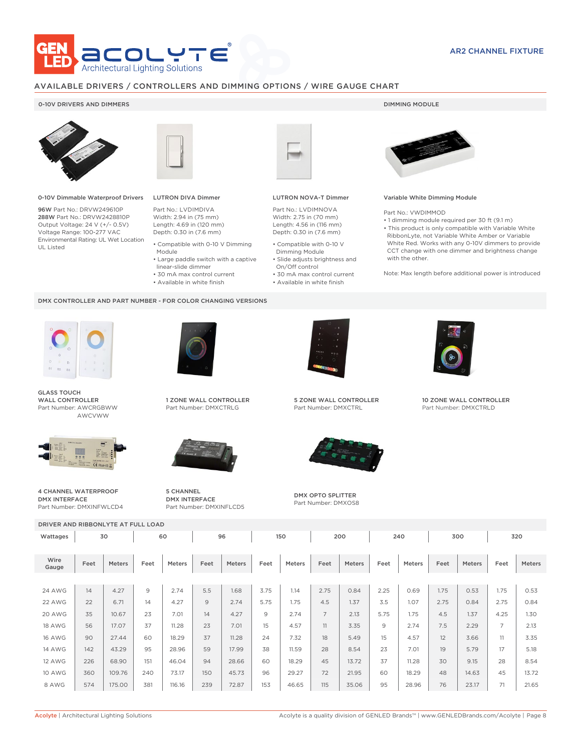AR2 CHANNEL FIXTURE

## AVAILABLE DRIVERS / CONTROLLERS AND DIMMING OPTIONS / WIRE GAUGE CHART

### 0-10V DRIVERS AND DIMMERS

**0-10V Dimmable Waterproof Drivers**

**96W** Part No.: DRVW249610P
**288W** Part No.: DRVW2428810P
Output Voltage: 24 V (+/- 0.5V)
Voltage Range: 100-277 VAC
Environmental Rating: UL Wet Location
UL Listed

**LUTRON DIVA Dimmer**

Part No.: LVDIMDIVA
Width: 2.94 in (75 mm)
Length: 4.69 in (120 mm)
Depth: 0.30 in (7.6 mm)

- Compatible with 0-10 V Dimming Module
- Large paddle switch with a captive linear-slide dimmer
- 30 mA max control current
- Available in white finish

**LUTRON NOVA-T Dimmer**

Part No.: LVDIMNOVA
Width: 2.75 in (70 mm)
Length: 4.56 in (116 mm)
Depth: 0.30 in (7.6 mm)

- Compatible with 0-10 V Dimming Module
- Slide adjusts brightness and On/Off control
- 30 mA max control current
- Available in white finish

### DIMMING MODULE

**Variable White Dimming Module**

Part No.: VWDIMMOD

- 1 dimming module required per 30 ft (9.1 m)
- This product is only compatible with Variable White RibbonLyte, not Variable White Amber or Variable White Red. Works with any 0-10V dimmers to provide CCT change with one dimmer and brightness change with the other.

Note: Max length before additional power is introduced

### DMX CONTROLLER AND PART NUMBER - FOR COLOR CHANGING VERSIONS

**GLASS TOUCH WALL CONTROLLER**
Part Number: AWCRGBWW
AWCVWW

**1 ZONE WALL CONTROLLER**
Part Number: DMXCTRLG

**5 ZONE WALL CONTROLLER**
Part Number: DMXCTRL

**10 ZONE WALL CONTROLLER**
Part Number: DMXCTRLD

**4 CHANNEL WATERPROOF DMX INTERFACE**
Part Number: DMXINFWLCD4

**5 CHANNEL DMX INTERFACE**
Part Number: DMXINFLCD5

**DMX OPTO SPLITTER**
Part Number: DMXOS8

### DRIVER AND RIBBONLYTE AT FULL LOAD

| Wattages | 30 | | 60 | | 96 | | 150 | | 200 | | 240 | | 300 | | 320 | |
|---|---|---|---|---|---|---|---|---|---|---|---|---|---|---|---|---|
| Wire Gauge | Feet | Meters | Feet | Meters | Feet | Meters | Feet | Meters | Feet | Meters | Feet | Meters | Feet | Meters | Feet | Meters |
| 24 AWG | 14 | 4.27 | 9 | 2.74 | 5.5 | 1.68 | 3.75 | 1.14 | 2.75 | 0.84 | 2.25 | 0.69 | 1.75 | 0.53 | 1.75 | 0.53 |
| 22 AWG | 22 | 6.71 | 14 | 4.27 | 9 | 2.74 | 5.75 | 1.75 | 4.5 | 1.37 | 3.5 | 1.07 | 2.75 | 0.84 | 2.75 | 0.84 |
| 20 AWG | 35 | 10.67 | 23 | 7.01 | 14 | 4.27 | 9 | 2.74 | 7 | 2.13 | 5.75 | 1.75 | 4.5 | 1.37 | 4.25 | 1.30 |
| 18 AWG | 56 | 17.07 | 37 | 11.28 | 23 | 7.01 | 15 | 4.57 | 11 | 3.35 | 9 | 2.74 | 7.5 | 2.29 | 7 | 2.13 |
| 16 AWG | 90 | 27.44 | 60 | 18.29 | 37 | 11.28 | 24 | 7.32 | 18 | 5.49 | 15 | 4.57 | 12 | 3.66 | 11 | 3.35 |
| 14 AWG | 142 | 43.29 | 95 | 28.96 | 59 | 17.99 | 38 | 11.59 | 28 | 8.54 | 23 | 7.01 | 19 | 5.79 | 17 | 5.18 |
| 12 AWG | 226 | 68.90 | 151 | 46.04 | 94 | 28.66 | 60 | 18.29 | 45 | 13.72 | 37 | 11.28 | 30 | 9.15 | 28 | 8.54 |
| 10 AWG | 360 | 109.76 | 240 | 73.17 | 150 | 45.73 | 96 | 29.27 | 72 | 21.95 | 60 | 18.29 | 48 | 14.63 | 45 | 13.72 |
| 8 AWG | 574 | 175.00 | 381 | 116.16 | 239 | 72.87 | 153 | 46.65 | 115 | 35.06 | 95 | 28.96 | 76 | 23.17 | 71 | 21.65 |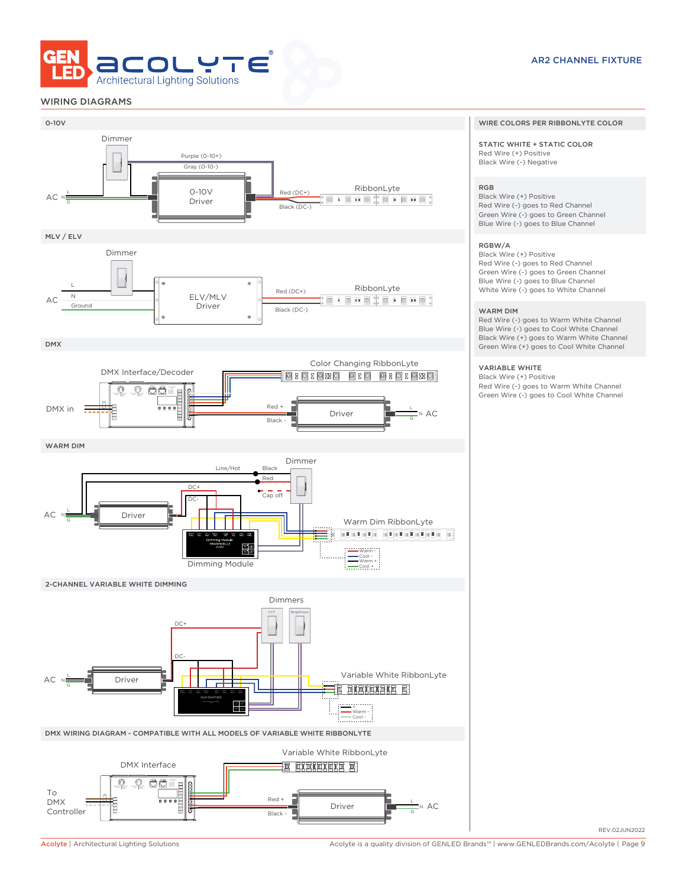GEN LED acolyte Architectural Lighting Solutions

AR2 CHANNEL FIXTURE

## WIRING DIAGRAMS

### 0-10V

Dimmer

Purple (0-10+)

Gray (0-10-)

AC L N G

0-10V Driver

Red (DC+)

Black (DC-)

RibbonLyte

### MLV / ELV

Dimmer

AC L N Ground

ELV/MLV Driver

Red (DC+)

Black (DC-)

RibbonLyte

### DMX

DMX Interface/Decoder

Color Changing RibbonLyte

DMX in

Red +

Black -

Driver

L N AC G

### WARM DIM

Dimmer

Line/Hot

Black

Red

Cap off

AC L N G

Driver

DC+

DC-

Dimming Module

Warm Dim RibbonLyte

Warm -
Cool -
Warm +
Cool +

### 2-CHANNEL VARIABLE WHITE DIMMING

Dimmers

CCT

Brightness

DC+

DC-

AC L N G

Driver

Variable White RibbonLyte

Warm -
Cool -

### DMX WIRING DIAGRAM - COMPATIBLE WITH ALL MODELS OF VARIABLE WHITE RIBBONLYTE

DMX Interface

Variable White RibbonLyte

To DMX Controller

Red +

Black -

Driver

L N AC G

## WIRE COLORS PER RIBBONLYTE COLOR

**STATIC WHITE + STATIC COLOR**
Black Wire (-) Negative
Red Wire (+) Positive

**RGB**
Black Wire (+) Positive
Red Wire (-) goes to Red Channel
Green Wire (-) goes to Green Channel
Blue Wire (-) goes to Blue Channel

**RGBW/A**
Black Wire (+) Positive
Red Wire (-) goes to Red Channel
Green Wire (-) goes to Green Channel
Blue Wire (-) goes to Blue Channel
White Wire (-) goes to White Channel

**WARM DIM**
Red Wire (-) goes to Warm White Channel
Blue Wire (-) goes to Cool White Channel
Black Wire (+) goes to Warm White Channel
Green Wire (+) goes to Cool White Channel

**VARIABLE WHITE**
Black Wire (+) Positive
Red Wire (-) goes to Warm White Channel
Green Wire (-) goes to Cool White Channel

REV.02JUN2022